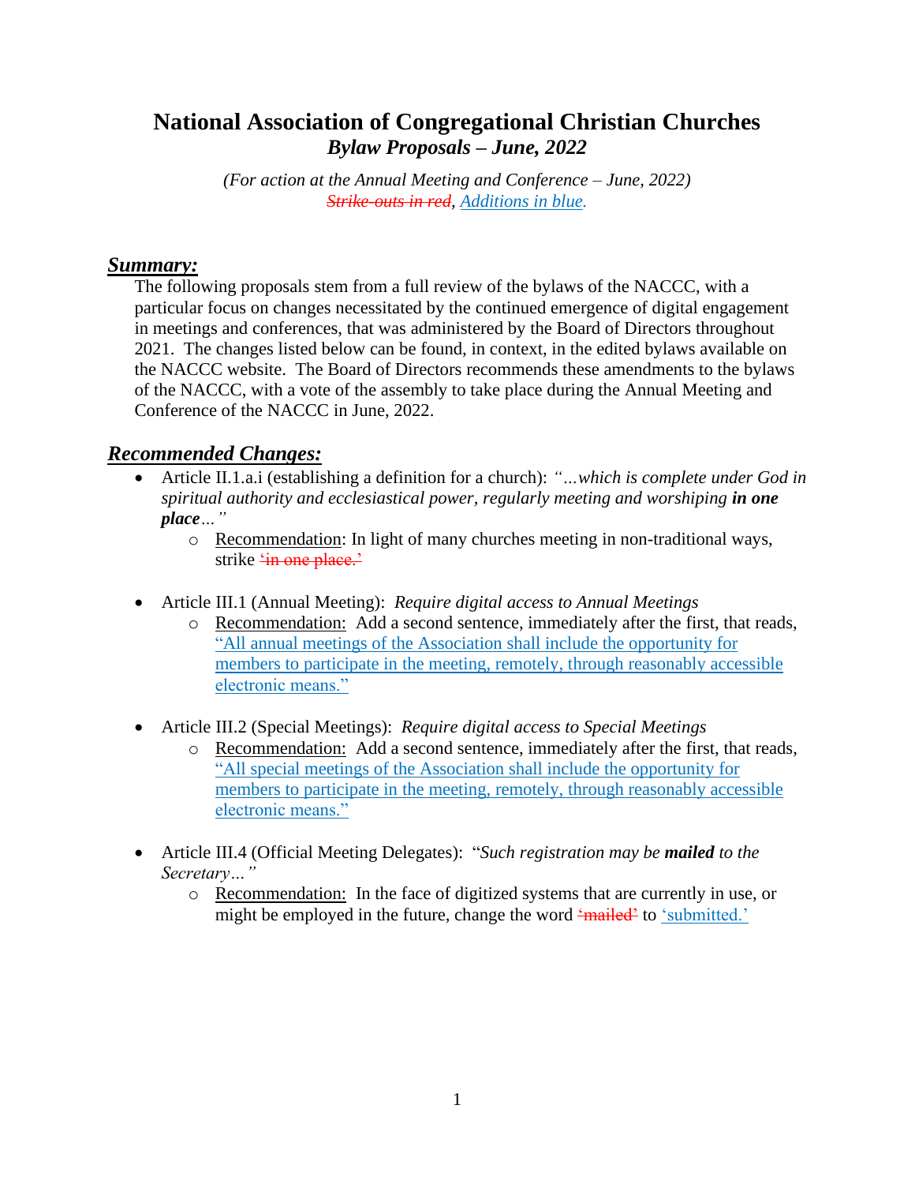# National Association of Congregational Christian Churches

## *Bylaw Proposals – June, 2022*

*(For action at the Annual Meeting and Conference – June, 2022)*
~~*Strike-outs in red*~~, *Additions in blue.*

## ***Summary:***

The following proposals stem from a full review of the bylaws of the NACCC, with a particular focus on changes necessitated by the continued emergence of digital engagement in meetings and conferences, that was administered by the Board of Directors throughout 2021. The changes listed below can be found, in context, in the edited bylaws available on the NACCC website. The Board of Directors recommends these amendments to the bylaws of the NACCC, with a vote of the assembly to take place during the Annual Meeting and Conference of the NACCC in June, 2022.

## ***Recommended Changes:***

- Article II.1.a.i (establishing a definition for a church): *"…which is complete under God in spiritual authority and ecclesiastical power, regularly meeting and worshiping* ***in one place****…"*
  - Recommendation: In light of many churches meeting in non-traditional ways, strike ~~'in one place.'~~
- Article III.1 (Annual Meeting): *Require digital access to Annual Meetings*
  - Recommendation: Add a second sentence, immediately after the first, that reads, "All annual meetings of the Association shall include the opportunity for members to participate in the meeting, remotely, through reasonably accessible electronic means."
- Article III.2 (Special Meetings): *Require digital access to Special Meetings*
  - Recommendation: Add a second sentence, immediately after the first, that reads, "All special meetings of the Association shall include the opportunity for members to participate in the meeting, remotely, through reasonably accessible electronic means."
- Article III.4 (Official Meeting Delegates): "*Such registration may be* ***mailed*** *to the Secretary…"*
  - Recommendation: In the face of digitized systems that are currently in use, or might be employed in the future, change the word ~~'mailed'~~ to 'submitted.'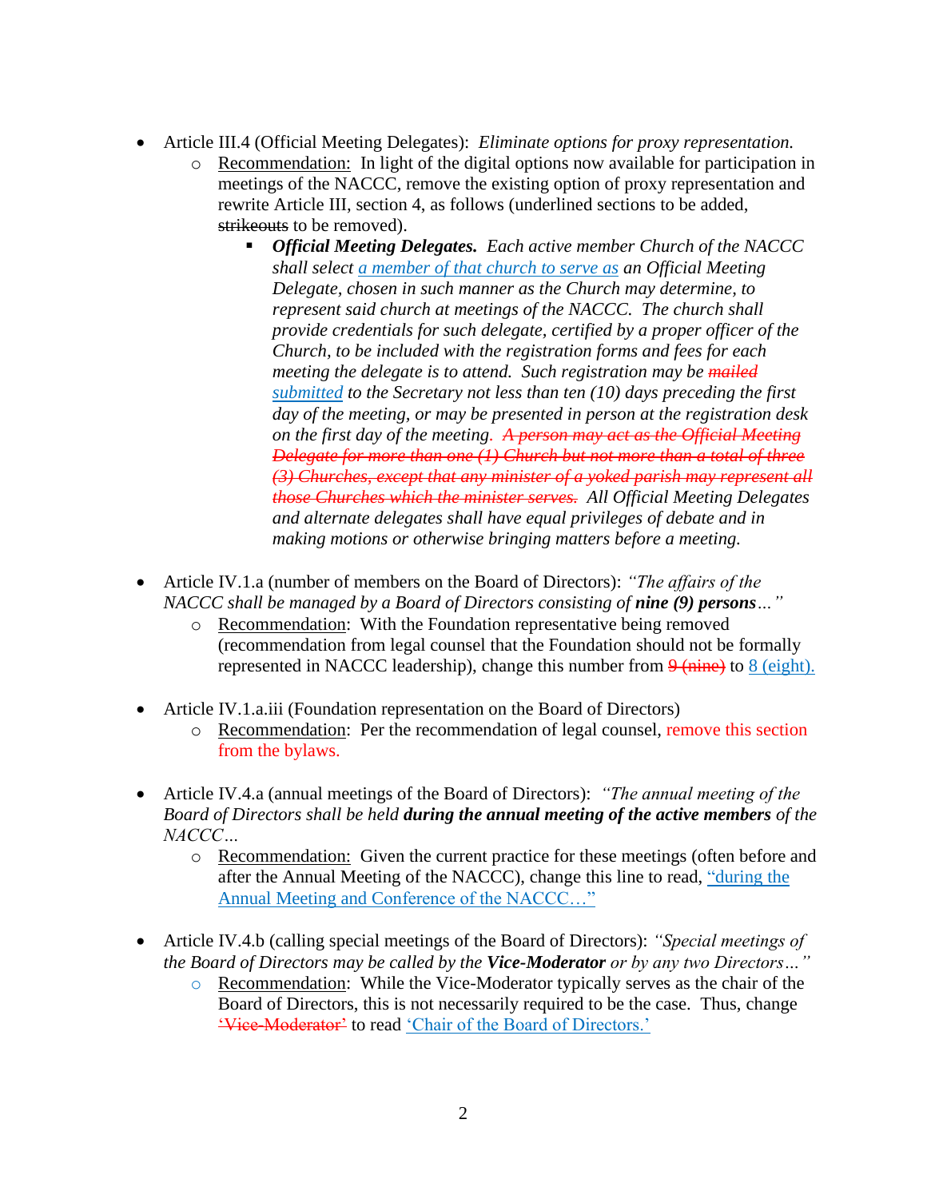- Article III.4 (Official Meeting Delegates): *Eliminate options for proxy representation.*
  - Recommendation: In light of the digital options now available for participation in meetings of the NACCC, remove the existing option of proxy representation and rewrite Article III, section 4, as follows (underlined sections to be added, ~~strikeouts~~ to be removed).
    - ***Official Meeting Delegates.*** *Each active member Church of the NACCC shall select a member of that church to serve as an Official Meeting Delegate, chosen in such manner as the Church may determine, to represent said church at meetings of the NACCC. The church shall provide credentials for such delegate, certified by a proper officer of the Church, to be included with the registration forms and fees for each meeting the delegate is to attend. Such registration may be ~~mailed~~ submitted to the Secretary not less than ten (10) days preceding the first day of the meeting, or may be presented in person at the registration desk on the first day of the meeting. ~~A person may act as the Official Meeting Delegate for more than one (1) Church but not more than a total of three (3) Churches, except that any minister of a yoked parish may represent all those Churches which the minister serves.~~ All Official Meeting Delegates and alternate delegates shall have equal privileges of debate and in making motions or otherwise bringing matters before a meeting.*

- Article IV.1.a (number of members on the Board of Directors): *"The affairs of the NACCC shall be managed by a Board of Directors consisting of **nine (9) persons**…"*
  - Recommendation: With the Foundation representative being removed (recommendation from legal counsel that the Foundation should not be formally represented in NACCC leadership), change this number from ~~9 (nine)~~ to 8 (eight).

- Article IV.1.a.iii (Foundation representation on the Board of Directors)
  - Recommendation: Per the recommendation of legal counsel, remove this section from the bylaws.

- Article IV.4.a (annual meetings of the Board of Directors): *"The annual meeting of the Board of Directors shall be held **during the annual meeting of the active members** of the NACCC…*
  - Recommendation: Given the current practice for these meetings (often before and after the Annual Meeting of the NACCC), change this line to read, "during the Annual Meeting and Conference of the NACCC…"

- Article IV.4.b (calling special meetings of the Board of Directors): *"Special meetings of the Board of Directors may be called by the **Vice-Moderator** or by any two Directors…"*
  - Recommendation: While the Vice-Moderator typically serves as the chair of the Board of Directors, this is not necessarily required to be the case. Thus, change ~~'Vice-Moderator'~~ to read 'Chair of the Board of Directors.'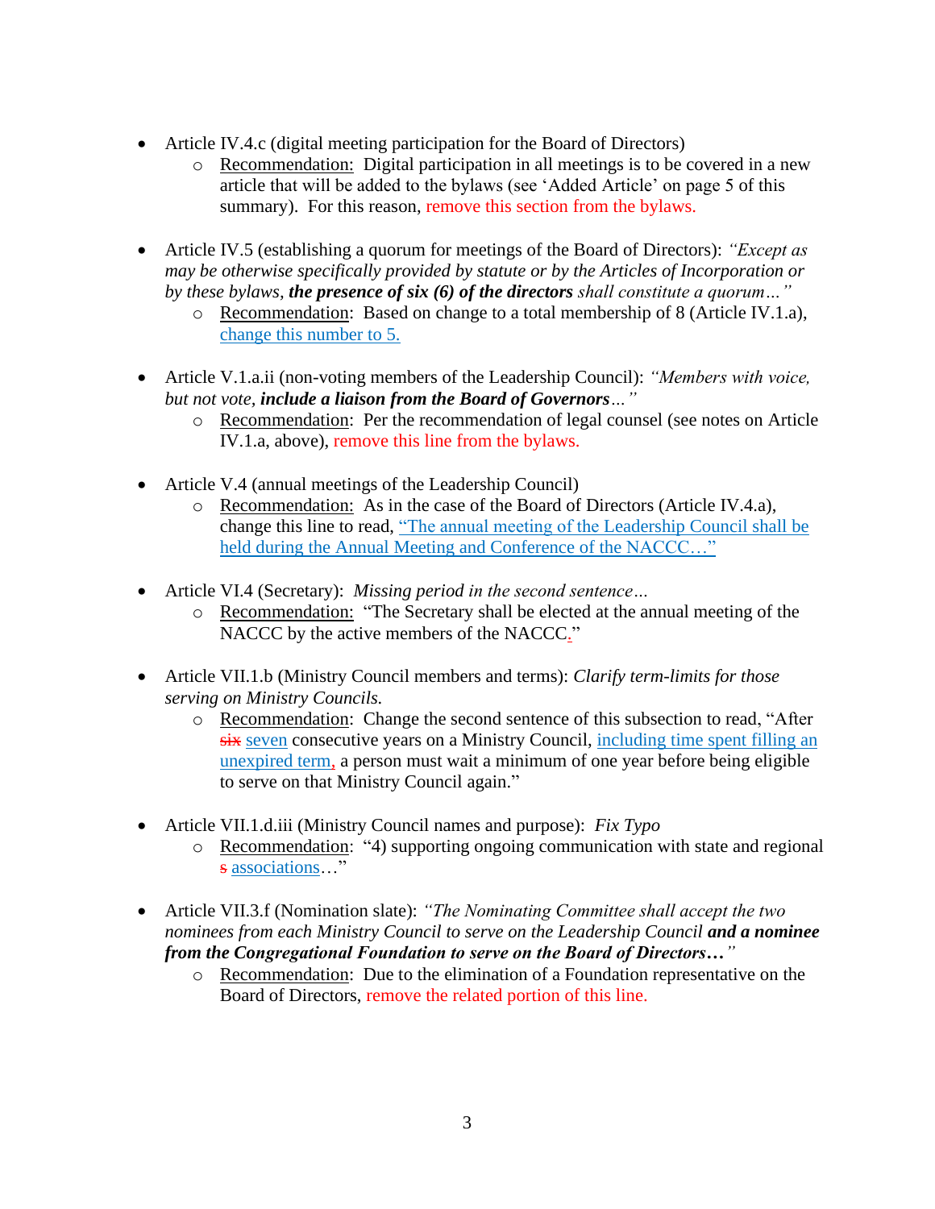- Article IV.4.c (digital meeting participation for the Board of Directors)
  - Recommendation: Digital participation in all meetings is to be covered in a new article that will be added to the bylaws (see 'Added Article' on page 5 of this summary). For this reason, remove this section from the bylaws.

- Article IV.5 (establishing a quorum for meetings of the Board of Directors): *"Except as may be otherwise specifically provided by statute or by the Articles of Incorporation or by these bylaws,* ***the presence of six (6) of the directors*** *shall constitute a quorum…"*
  - Recommendation: Based on change to a total membership of 8 (Article IV.1.a), change this number to 5.

- Article V.1.a.ii (non-voting members of the Leadership Council): *"Members with voice, but not vote,* ***include a liaison from the Board of Governors****…"*
  - Recommendation: Per the recommendation of legal counsel (see notes on Article IV.1.a, above), remove this line from the bylaws.

- Article V.4 (annual meetings of the Leadership Council)
  - Recommendation: As in the case of the Board of Directors (Article IV.4.a), change this line to read, "The annual meeting of the Leadership Council shall be held during the Annual Meeting and Conference of the NACCC…"

- Article VI.4 (Secretary): *Missing period in the second sentence…*
  - Recommendation: "The Secretary shall be elected at the annual meeting of the NACCC by the active members of the NACCC."

- Article VII.1.b (Ministry Council members and terms): *Clarify term-limits for those serving on Ministry Councils.*
  - Recommendation: Change the second sentence of this subsection to read, "After ~~six~~ seven consecutive years on a Ministry Council, including time spent filling an unexpired term, a person must wait a minimum of one year before being eligible to serve on that Ministry Council again."

- Article VII.1.d.iii (Ministry Council names and purpose): *Fix Typo*
  - Recommendation: "4) supporting ongoing communication with state and regional ~~s~~ associations…"

- Article VII.3.f (Nomination slate): *"The Nominating Committee shall accept the two nominees from each Ministry Council to serve on the Leadership Council* ***and a nominee from the Congregational Foundation to serve on the Board of Directors…****"*
  - Recommendation: Due to the elimination of a Foundation representative on the Board of Directors, remove the related portion of this line.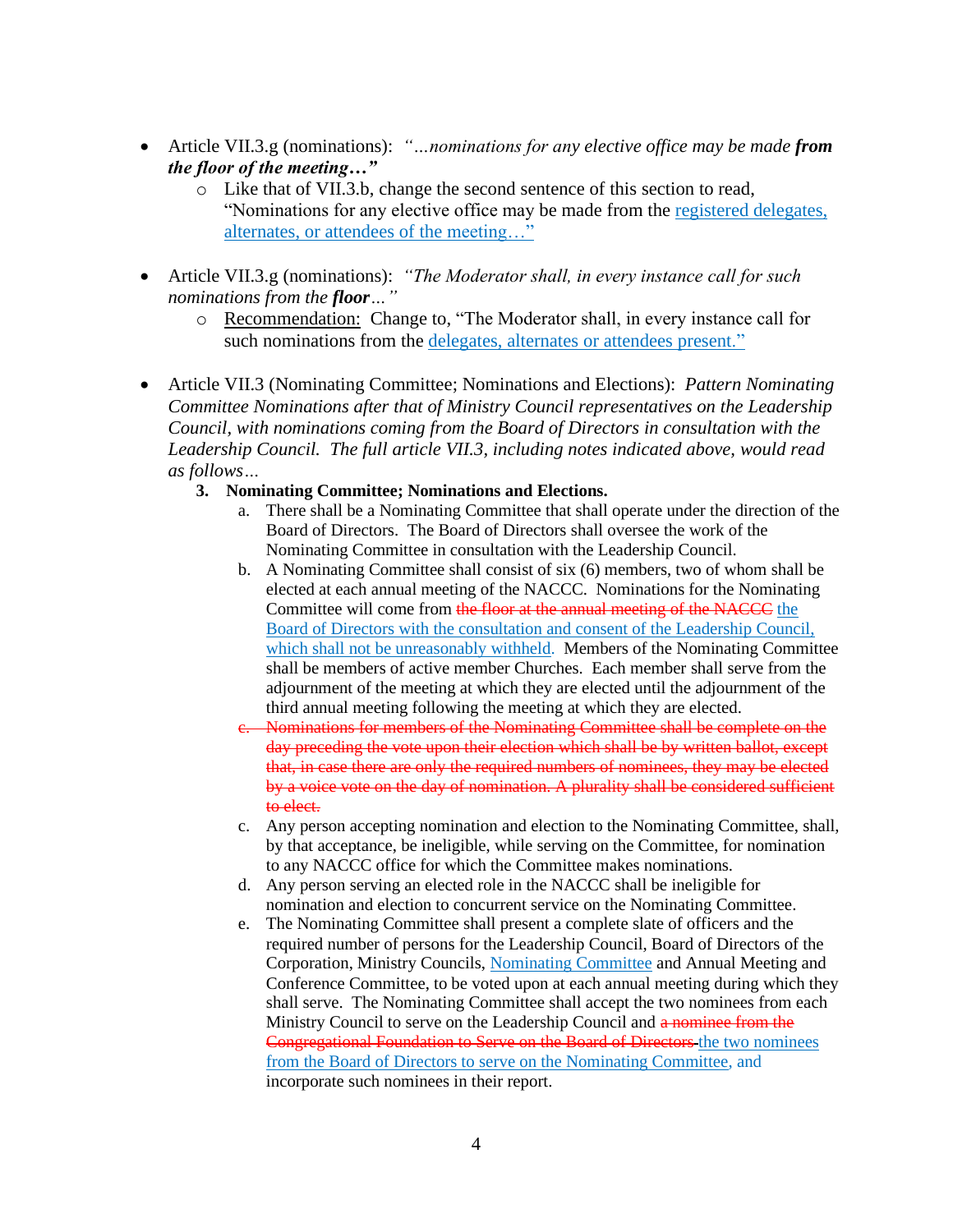- Article VII.3.g (nominations): *"…nominations for any elective office may be made* ***from the floor of the meeting…"***
  - Like that of VII.3.b, change the second sentence of this section to read, "Nominations for any elective office may be made from the <u>registered delegates, alternates, or attendees of the meeting…"</u>

- Article VII.3.g (nominations): *"The Moderator shall, in every instance call for such nominations from the* ***floor****…"*
  - <u>Recommendation:</u> Change to, "The Moderator shall, in every instance call for such nominations from the <u>delegates, alternates or attendees present."</u>

- Article VII.3 (Nominating Committee; Nominations and Elections): *Pattern Nominating Committee Nominations after that of Ministry Council representatives on the Leadership Council, with nominations coming from the Board of Directors in consultation with the Leadership Council. The full article VII.3, including notes indicated above, would read as follows…*

  **3. Nominating Committee; Nominations and Elections.**

  a. There shall be a Nominating Committee that shall operate under the direction of the Board of Directors. The Board of Directors shall oversee the work of the Nominating Committee in consultation with the Leadership Council.

  b. A Nominating Committee shall consist of six (6) members, two of whom shall be elected at each annual meeting of the NACCC. Nominations for the Nominating Committee will come from ~~the floor at the annual meeting of the NACCC~~ <u>the Board of Directors with the consultation and consent of the Leadership Council, which shall not be unreasonably withheld</u>. Members of the Nominating Committee shall be members of active member Churches. Each member shall serve from the adjournment of the meeting at which they are elected until the adjournment of the third annual meeting following the meeting at which they are elected.

  ~~c. Nominations for members of the Nominating Committee shall be complete on the day preceding the vote upon their election which shall be by written ballot, except that, in case there are only the required numbers of nominees, they may be elected by a voice vote on the day of nomination. A plurality shall be considered sufficient to elect.~~

  c. Any person accepting nomination and election to the Nominating Committee, shall, by that acceptance, be ineligible, while serving on the Committee, for nomination to any NACCC office for which the Committee makes nominations.

  d. Any person serving an elected role in the NACCC shall be ineligible for nomination and election to concurrent service on the Nominating Committee.

  e. The Nominating Committee shall present a complete slate of officers and the required number of persons for the Leadership Council, Board of Directors of the Corporation, Ministry Councils, <u>Nominating Committee</u> and Annual Meeting and Conference Committee, to be voted upon at each annual meeting during which they shall serve. The Nominating Committee shall accept the two nominees from each Ministry Council to serve on the Leadership Council and ~~a nominee from the Congregational Foundation to Serve on the Board of Directors~~ <u>the two nominees from the Board of Directors to serve on the Nominating Committee, and</u> incorporate such nominees in their report.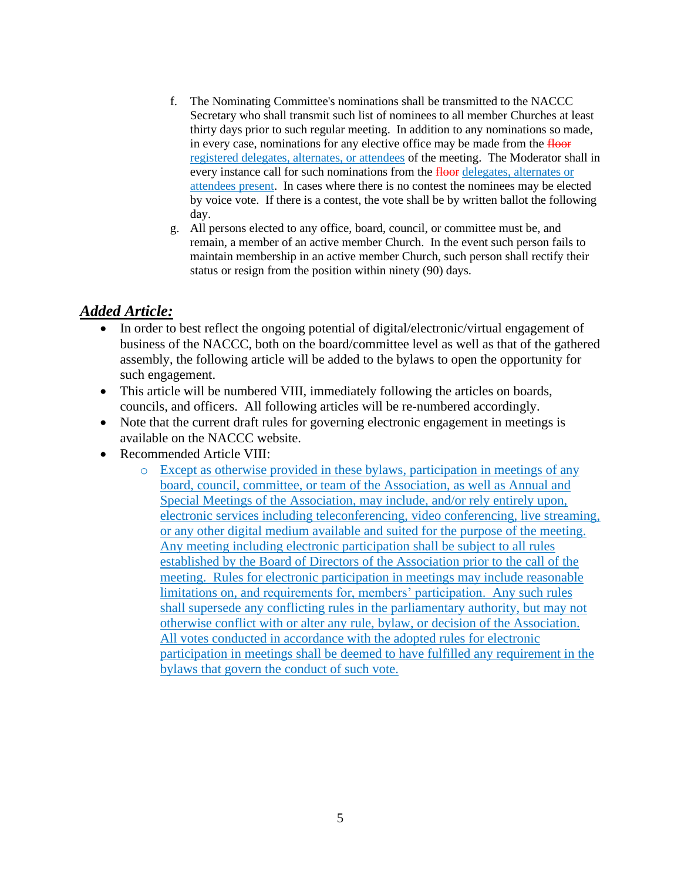f. The Nominating Committee's nominations shall be transmitted to the NACCC Secretary who shall transmit such list of nominees to all member Churches at least thirty days prior to such regular meeting. In addition to any nominations so made, in every case, nominations for any elective office may be made from the ~~floor~~ registered delegates, alternates, or attendees of the meeting. The Moderator shall in every instance call for such nominations from the ~~floor~~ delegates, alternates or attendees present. In cases where there is no contest the nominees may be elected by voice vote. If there is a contest, the vote shall be by written ballot the following day.

g. All persons elected to any office, board, council, or committee must be, and remain, a member of an active member Church. In the event such person fails to maintain membership in an active member Church, such person shall rectify their status or resign from the position within ninety (90) days.

## ***Added Article:***

- In order to best reflect the ongoing potential of digital/electronic/virtual engagement of business of the NACCC, both on the board/committee level as well as that of the gathered assembly, the following article will be added to the bylaws to open the opportunity for such engagement.
- This article will be numbered VIII, immediately following the articles on boards, councils, and officers. All following articles will be re-numbered accordingly.
- Note that the current draft rules for governing electronic engagement in meetings is available on the NACCC website.
- Recommended Article VIII:
  - Except as otherwise provided in these bylaws, participation in meetings of any board, council, committee, or team of the Association, as well as Annual and Special Meetings of the Association, may include, and/or rely entirely upon, electronic services including teleconferencing, video conferencing, live streaming, or any other digital medium available and suited for the purpose of the meeting. Any meeting including electronic participation shall be subject to all rules established by the Board of Directors of the Association prior to the call of the meeting. Rules for electronic participation in meetings may include reasonable limitations on, and requirements for, members' participation. Any such rules shall supersede any conflicting rules in the parliamentary authority, but may not otherwise conflict with or alter any rule, bylaw, or decision of the Association. All votes conducted in accordance with the adopted rules for electronic participation in meetings shall be deemed to have fulfilled any requirement in the bylaws that govern the conduct of such vote.